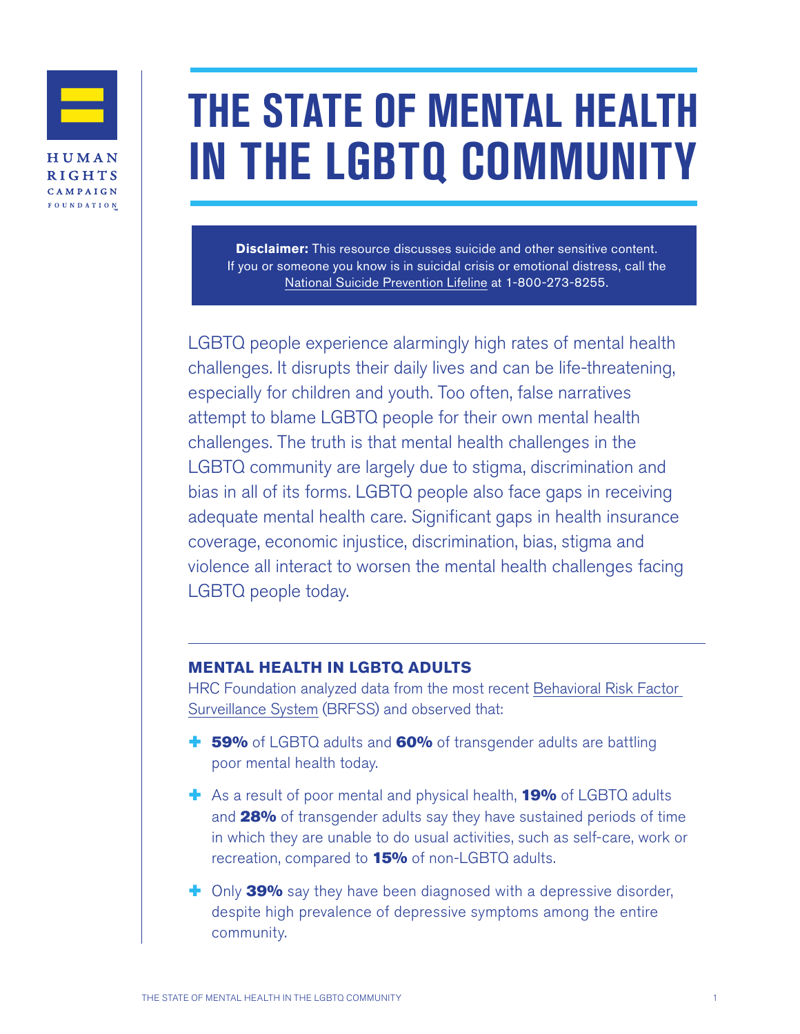# THE STATE OF MENTAL HEALTH IN THE LGBTQ COMMUNITY

**Disclaimer:** This resource discusses suicide and other sensitive content. If you or someone you know is in suicidal crisis or emotional distress, call the National Suicide Prevention Lifeline at 1-800-273-8255.

LGBTQ people experience alarmingly high rates of mental health challenges. It disrupts their daily lives and can be life-threatening, especially for children and youth. Too often, false narratives attempt to blame LGBTQ people for their own mental health challenges. The truth is that mental health challenges in the LGBTQ community are largely due to stigma, discrimination and bias in all of its forms. LGBTQ people also face gaps in receiving adequate mental health care. Significant gaps in health insurance coverage, economic injustice, discrimination, bias, stigma and violence all interact to worsen the mental health challenges facing LGBTQ people today.

## MENTAL HEALTH IN LGBTQ ADULTS

HRC Foundation analyzed data from the most recent Behavioral Risk Factor Surveillance System (BRFSS) and observed that:

- **59%** of LGBTQ adults and **60%** of transgender adults are battling poor mental health today.
- As a result of poor mental and physical health, **19%** of LGBTQ adults and **28%** of transgender adults say they have sustained periods of time in which they are unable to do usual activities, such as self-care, work or recreation, compared to **15%** of non-LGBTQ adults.
- Only **39%** say they have been diagnosed with a depressive disorder, despite high prevalence of depressive symptoms among the entire community.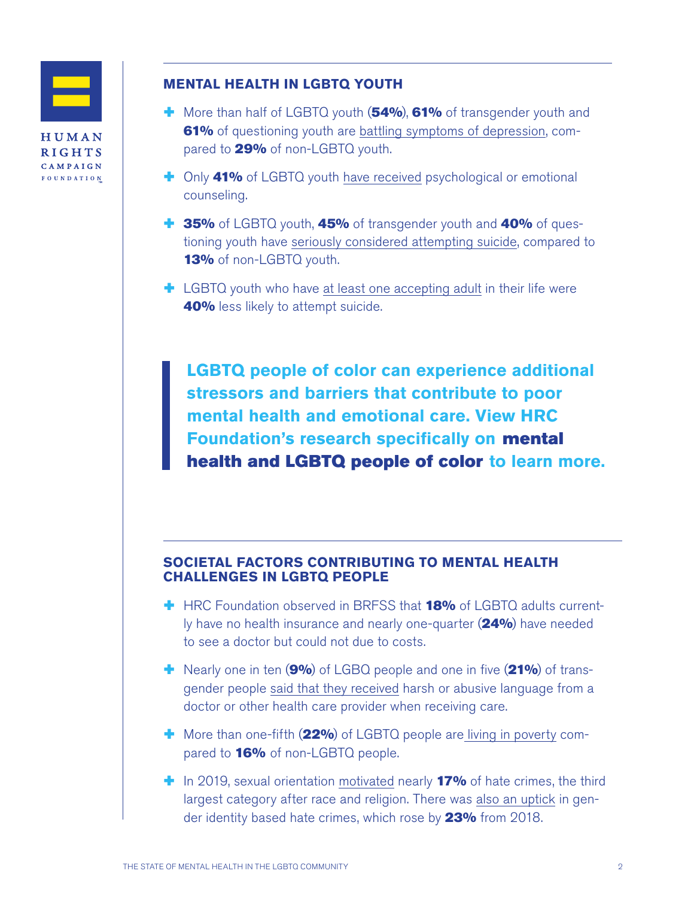## MENTAL HEALTH IN LGBTQ YOUTH

- More than half of LGBTQ youth (**54%**), **61%** of transgender youth and **61%** of questioning youth are battling symptoms of depression, compared to **29%** of non-LGBTQ youth.
- Only **41%** of LGBTQ youth have received psychological or emotional counseling.
- **35%** of LGBTQ youth, **45%** of transgender youth and **40%** of questioning youth have seriously considered attempting suicide, compared to **13%** of non-LGBTQ youth.
- LGBTQ youth who have at least one accepting adult in their life were **40%** less likely to attempt suicide.

> **LGBTQ people of color can experience additional stressors and barriers that contribute to poor mental health and emotional care. View HRC Foundation's research specifically on mental health and LGBTQ people of color to learn more.**

## SOCIETAL FACTORS CONTRIBUTING TO MENTAL HEALTH CHALLENGES IN LGBTQ PEOPLE

- HRC Foundation observed in BRFSS that **18%** of LGBTQ adults currently have no health insurance and nearly one-quarter (**24%**) have needed to see a doctor but could not due to costs.
- Nearly one in ten (**9%**) of LGBQ people and one in five (**21%**) of transgender people said that they received harsh or abusive language from a doctor or other health care provider when receiving care.
- More than one-fifth (**22%**) of LGBTQ people are living in poverty compared to **16%** of non-LGBTQ people.
- In 2019, sexual orientation motivated nearly **17%** of hate crimes, the third largest category after race and religion. There was also an uptick in gender identity based hate crimes, which rose by **23%** from 2018.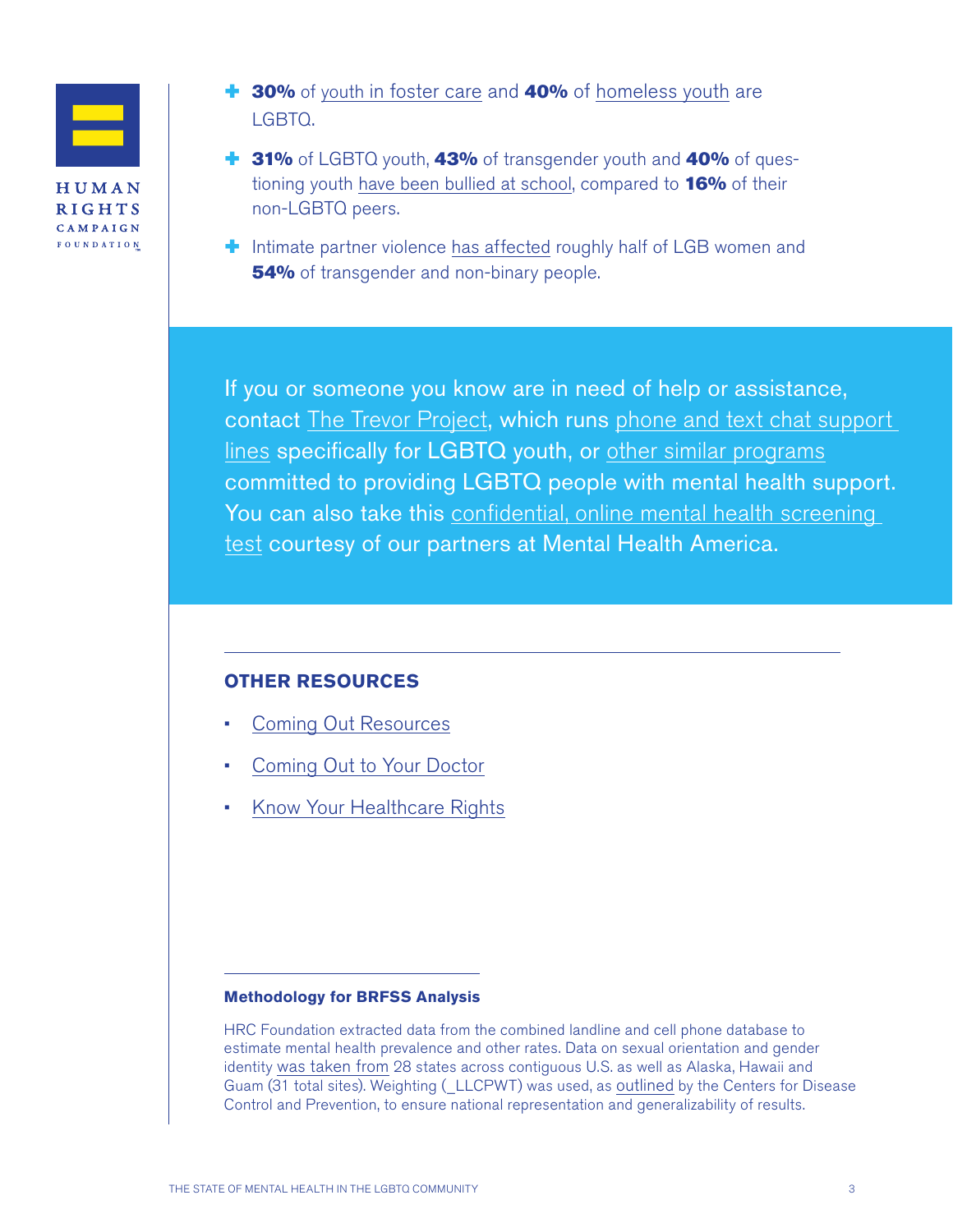- **30%** of youth in foster care and **40%** of homeless youth are LGBTQ.
- **31%** of LGBTQ youth, **43%** of transgender youth and **40%** of questioning youth have been bullied at school, compared to **16%** of their non-LGBTQ peers.
- Intimate partner violence has affected roughly half of LGB women and **54%** of transgender and non-binary people.

If you or someone you know are in need of help or assistance, contact The Trevor Project, which runs phone and text chat support lines specifically for LGBTQ youth, or other similar programs committed to providing LGBTQ people with mental health support. You can also take this confidential, online mental health screening test courtesy of our partners at Mental Health America.

## OTHER RESOURCES

- Coming Out Resources
- Coming Out to Your Doctor
- Know Your Healthcare Rights

**Methodology for BRFSS Analysis**

HRC Foundation extracted data from the combined landline and cell phone database to estimate mental health prevalence and other rates. Data on sexual orientation and gender identity was taken from 28 states across contiguous U.S. as well as Alaska, Hawaii and Guam (31 total sites). Weighting (_LLCPWT) was used, as outlined by the Centers for Disease Control and Prevention, to ensure national representation and generalizability of results.